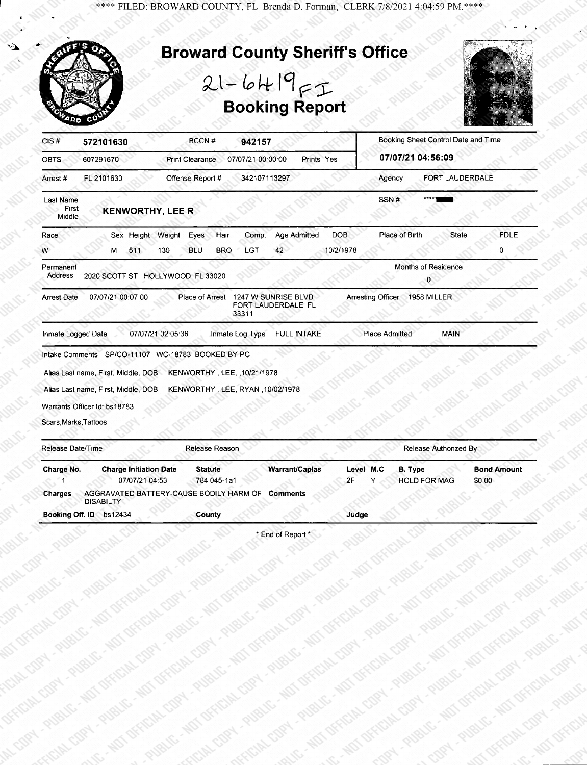**** FILED: BROWARD COUNTY, FL Brenda D. Forman, CLERK 7/8/2021 4:04:59 PM.****

# Broward County Sheriff's Office

21-6419 FI

## Booking Report

| | | | | | |
|---|---|---|---|---|---|
| CIS # | 572101630 | BCCN # | 942157 | | Booking Sheet Control Date and Time |
| OBTS | 607291670 | Print Clearance | 07/07/21 00:00:00 | Prints Yes | 07/07/21 04:56:09 |
| Arrest # | FL 2101630 | Offense Report # | 342107113297 | Agency | FORT LAUDERDALE |

**Last Name / First / Middle:** KENWORTHY, LEE R

**SSN #:** *****

| Race | Sex | Height | Weight | Eyes | Hair | Comp. | Age Admitted | DOB | Place of Birth | State | FDLE |
|---|---|---|---|---|---|---|---|---|---|---|---|
| W | M | 511 | 130 | BLU | BRO | LGT | 42 | 10/2/1978 | | | 0 |

**Permanent Address:** 2020 SCOTT ST HOLLYWOOD FL 33020

**Months of Residence:** 0

**Arrest Date:** 07/07/21 00:07:00 **Place of Arrest:** 1247 W SUNRISE BLVD FORT LAUDERDALE FL 33311 **Arresting Officer:** 1958 MILLER

**Inmate Logged Date:** 07/07/21 02:05:36 **Inmate Log Type:** FULL INTAKE **Place Admitted:** MAIN

Intake Comments SP/CO-11107 WC-18783 BOOKED BY PC

Alias Last name, First, Middle, DOB KENWORTHY , LEE, ,10/21/1978

Alias Last name, First, Middle, DOB KENWORTHY , LEE, RYAN ,10/02/1978

Warrants Officer Id: bs18783

Scars,Marks,Tattoos

| Release Date/Time | Release Reason | Release Authorized By |
|---|---|---|
| | | |

| Charge No. | Charge Initiation Date | Statute | Warrant/Capias | Level | M.C | B. Type | Bond Amount |
|---|---|---|---|---|---|---|---|
| 1 | 07/07/21 04:53 | 784 045-1a1 | | 2F | Y | HOLD FOR MAG | $0.00 |

**Charges** AGGRAVATED BATTERY-CAUSE BODILY HARM OR DISABILTY **Comments**

**Booking Off. ID** bs12434 **County** **Judge**

* End of Report *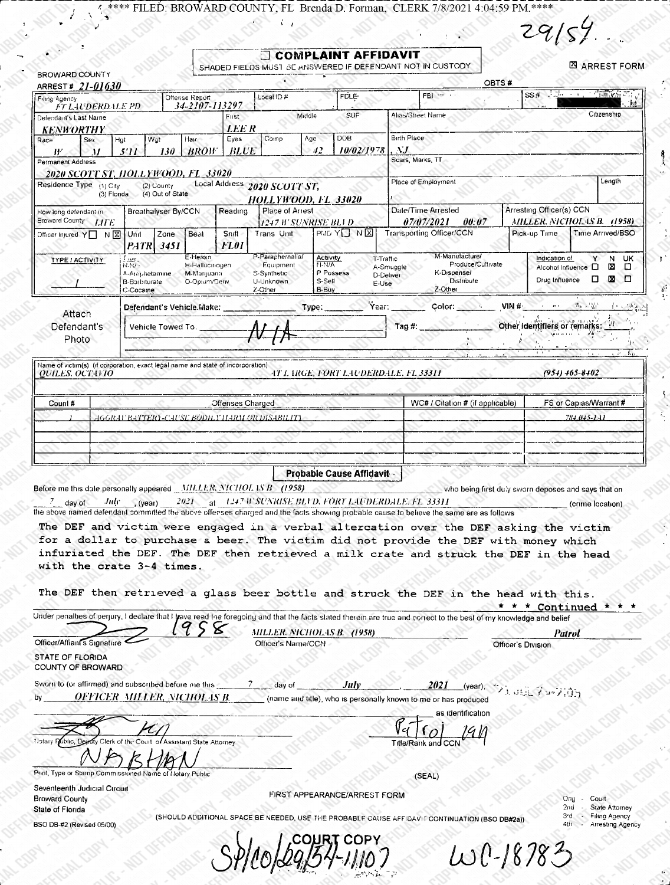**** FILED: BROWARD COUNTY, FL Brenda D. Forman, CLERK 7/8/2021 4:04:59 PM.****

29154

# ☐ COMPLAINT AFFIDAVIT

SHADED FIELDS MUST BE ANSWERED IF DEFENDANT NOT IN CUSTODY

☒ ARREST FORM

BROWARD COUNTY

ARREST # 21-01630

OBTS #

| Filing Agency | Offense Report | Local ID # | FDLE | FBI | SS # |
|---|---|---|---|---|---|
| FT LAUDERDALE PD | 34-2107-113297 | | | | |

| Defendant's Last Name | First | Middle | SUF | Alias/Street Name | Citizenship |
|---|---|---|---|---|---|
| KENWORTHY | LEE R | | | | |

| Race | Sex | Hgt | Wgt | Hair | Eyes | Comp | Age | DOB | Birth Place |
|---|---|---|---|---|---|---|---|---|---|
| W | M | 5'11 | 130 | BROW | BLUE | | 42 | 10/02/1978 | , NJ |

Permanent Address: 2020 SCOTT ST, HOLLYWOOD, FL 33020

Scars, Marks, TT:

Residence Type (1) City (2) County (3) Florida (4) Out of State

Local Address: 2020 SCOTT ST, HOLLYWOOD, FL 33020

Place of Employment: | Length:

| How long defendant in Broward County | Breathalyser By/CCN | Reading | Place of Arrest | Date/Time Arrested | Arresting Officer(s) CCN |
|---|---|---|---|---|---|
| LIFE | | | 1247 W SUNRISE BLVD | 07/07/2021 00:07 | MILLER, NICHOLAS B. (1958) |

| Officer Injured | Unit | Zone | Beat | Shift | Trans Unit | PMD | Transporting Officer/CCN | Pick-up Time | Time Arrived/BSO |
|---|---|---|---|---|---|---|---|---|---|
| Y ☐ N ☒ | PATR | 3451 | | FL01 | | Y ☐ N ☒ | | | |

TYPE / ACTIVITY: /

Type: N-N/A, A-Amphetamine, B-Barbiturate, C-Cocaine, E-Heroin, H-Hallucinogen, M-Marijuana, O-Opium/Deriv, P-Paraphernalia/Equipment, S-Synthetic, U-Unknown, Z-Other

Activity: N-N/A, P-Possess, S-Sell, B-Buy, T-Traffic, A-Smuggle, D-Deliver, E-Use, M-Manufacture/Produce/Cultivate, K-Dispense/Distribute, Z-Other

Indication of Alcohol Influence: Y ☐ N ☒ UK ☐

Drug Influence: Y ☐ N ☒ UK ☐

Attach Defendant's Photo

Defendant's Vehicle Make: ____ Type: ____ Year: ____ Color: ____ VIN #: ____

Vehicle Towed To: N/A

Tag #: ____

Other identifiers or remarks:

Name of victim(s) (if corporation, exact legal name and state of incorporation)

QUILES, OCTAVIO — AT LARGE, FORT LAUDERDALE, FL 33311 — (954) 465-8402

| Count # | Offenses Charged | WC# / Citation # (if applicable) | FS or Capias/Warrant # |
|---|---|---|---|
| 1 | AGGRAV BATTERY-CAUSE BODILY HARM OR DISABILITY | | 784.045-1A1 |
| | | | |
| | | | |
| | | | |

## Probable Cause Affidavit

Before me this date personally appeared MILLER, NICHOLAS B (1958) who being first duly sworn deposes and says that on 7 day of July, (year) 2021 at 1247 W SUNRISE BLVD, FORT LAUDERDALE, FL 33311 (crime location) the above named defendant committed the above offenses charged and the facts showing probable cause to believe the same are as follows

The DEF and victim were engaged in a verbal altercation over the DEF asking the victim for a dollar to purchase a beer. The victim did not provide the DEF with money which infuriated the DEF. The DEF then retrieved a milk crate and struck the DEF in the head with the crate 3-4 times.

The DEF then retrieved a glass beer bottle and struck the DEF in the head with this.

*** Continued ***

Under penalties of perjury, I declare that I have read the foregoing and that the facts stated therein are true and correct to the best of my knowledge and belief

1958

Officer/Affiant's Signature — MILLER, NICHOLAS B. (1958) Officer's Name/CCN — Patrol Officer's Division

STATE OF FLORIDA
COUNTY OF BROWARD

Sworn to (or affirmed) and subscribed before me this 7 day of July, 2021 (year), by OFFICER MILLER, NICHOLAS B. (name and title), who is personally known to me or has produced ____ as identification

Notary Public, Deputy Clerk of the Court or Assistant State Attorney

Patrol 1911 — Title/Rank and CCN

NBBHAN

Print, Type or Stamp Commissioned Name of Notary Public

(SEAL)

Seventeenth Judicial Circuit
Broward County
State of Florida

FIRST APPEARANCE/ARREST FORM

(SHOULD ADDITIONAL SPACE BE NEEDED, USE THE PROBABLE CAUSE AFFIDAVIT CONTINUATION (BSO DB#2a))

Orig - Court
2nd - State Attorney
3rd - Filing Agency
4th - Arresting Agency

BSO DB-#2 (Revised 05/00)

COURT COPY

SPlCO/29154-1107 WC-18783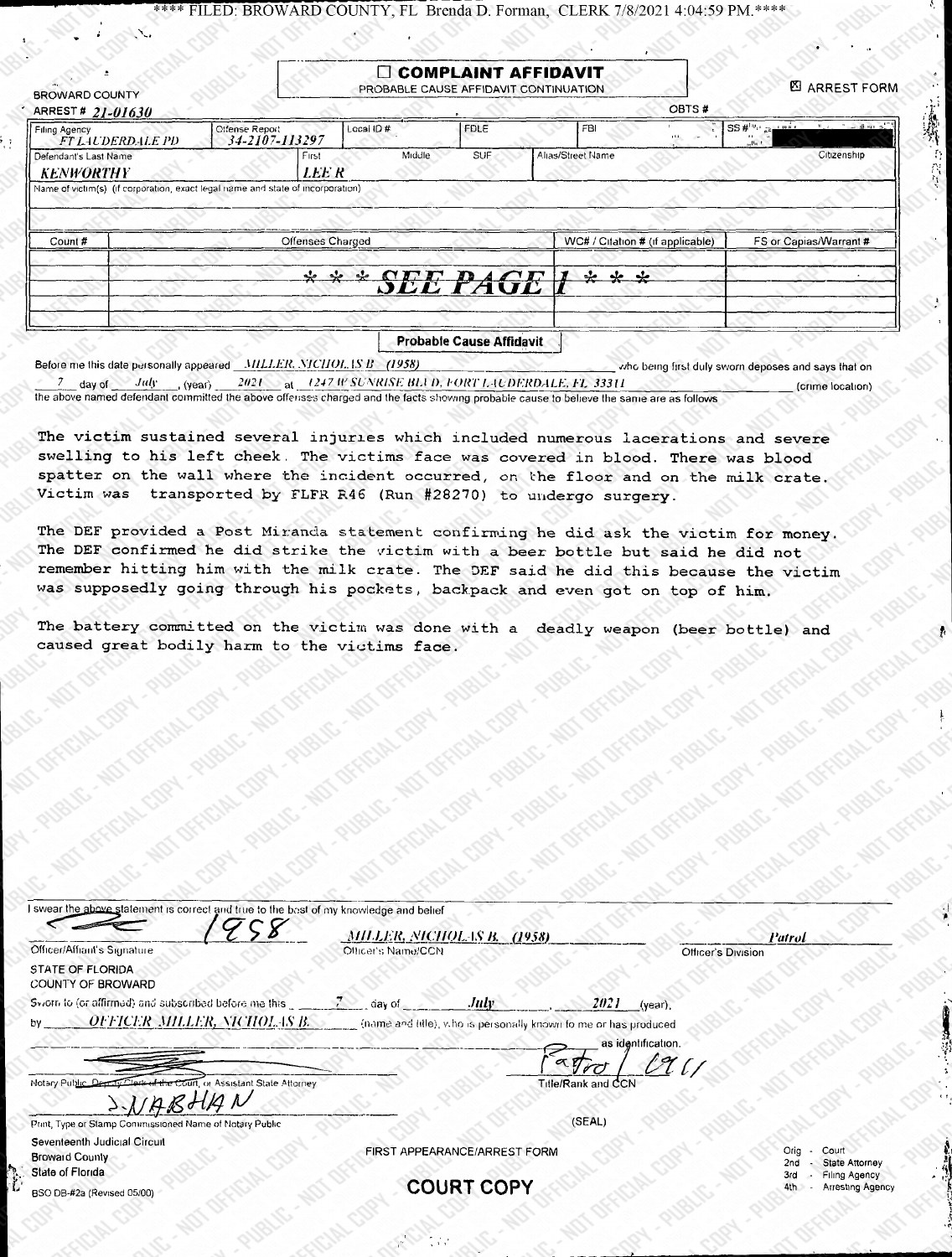**** FILED: BROWARD COUNTY, FL Brenda D. Forman, CLERK 7/8/2021 4:04:59 PM.****

☐ **COMPLAINT AFFIDAVIT**

PROBABLE CAUSE AFFIDAVIT CONTINUATION

☒ ARREST FORM

BROWARD COUNTY

ARREST # *21-01630*

OBTS #

| Filing Agency | Offense Report | Local ID # | FDLE | FBI | SS # |
|---|---|---|---|---|---|
| *FT LAUDERDALE PD* | *34-2107-113297* | | | | |

| Defendant's Last Name | First | Middle | SUF | Alias/Street Name | Citizenship |
|---|---|---|---|---|---|
| *KENWORTHY* | *LEE R* | | | | |

Name of victim(s) (if corporation, exact legal name and state of incorporation)

| Count # | Offenses Charged | WC# / Citation # (if applicable) | FS or Capias/Warrant # |
|---|---|---|---|
| | *** SEE PAGE 1 *** | | |

**Probable Cause Affidavit**

Before me this date personally appeared *MILLER, NICHOLAS B (1958)* who being first duly sworn deposes and says that on *7* day of *July*, (year) *2021* at *1247 W SUNRISE BLVD, FORT LAUDERDALE, FL 33311* (crime location) the above named defendant committed the above offenses charged and the facts showing probable cause to believe the same are as follows

The victim sustained several injuries which included numerous lacerations and severe swelling to his left cheek. The victims face was covered in blood. There was blood spatter on the wall where the incident occurred, on the floor and on the milk crate. Victim was transported by FLFR R46 (Run #28270) to undergo surgery.

The DEF provided a Post Miranda statement confirming he did ask the victim for money. The DEF confirmed he did strike the victim with a beer bottle but said he did not remember hitting him with the milk crate. The DEF said he did this because the victim was supposedly going through his pockets, backpack and even got on top of him.

The battery committed on the victim was done with a deadly weapon (beer bottle) and caused great bodily harm to the victims face.

I swear the above statement is correct and true to the best of my knowledge and belief

1958 — *MILLER, NICHOLAS B. (1958)* — *Patrol*

Officer/Affiant's Signature — Officer's Name/CCN — Officer's Division

STATE OF FLORIDA
COUNTY OF BROWARD

Sworn to (or affirmed) and subscribed before me this *7* day of *July*, *2021* (year), by *OFFICER MILLER, NICHOLAS B.* (name and title), who is personally known to me or has produced as identification.

Notary Public, Deputy Clerk of the Court, or Assistant State Attorney — Title/Rank and CCN: Patrol / 1911

D.NABHAN

Print, Type or Stamp Commissioned Name of Notary Public

(SEAL)

Seventeenth Judicial Circuit
Broward County
State of Florida

FIRST APPEARANCE/ARREST FORM

**COURT COPY**

Orig - Court
2nd - State Attorney
3rd - Filing Agency
4th - Arresting Agency

BSO DB-#2a (Revised 05/00)